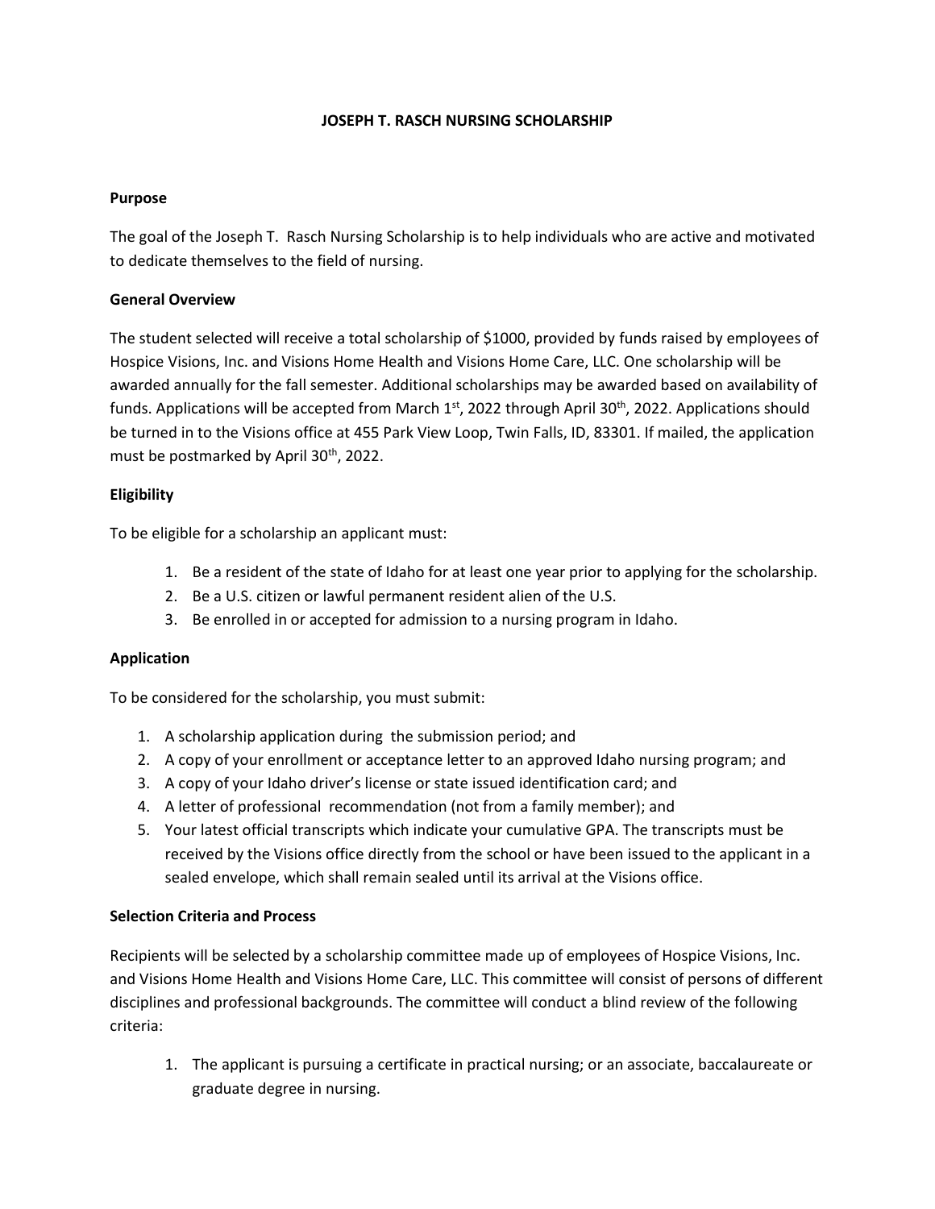# JOSEPH T. RASCH NURSING SCHOLARSHIP

## Purpose

The goal of the Joseph T. Rasch Nursing Scholarship is to help individuals who are active and motivated to dedicate themselves to the field of nursing.

## General Overview

The student selected will receive a total scholarship of $1000, provided by funds raised by employees of Hospice Visions, Inc. and Visions Home Health and Visions Home Care, LLC. One scholarship will be awarded annually for the fall semester. Additional scholarships may be awarded based on availability of funds. Applications will be accepted from March 1st, 2022 through April 30th, 2022. Applications should be turned in to the Visions office at 455 Park View Loop, Twin Falls, ID, 83301. If mailed, the application must be postmarked by April 30th, 2022.

## Eligibility

To be eligible for a scholarship an applicant must:

1. Be a resident of the state of Idaho for at least one year prior to applying for the scholarship.
2. Be a U.S. citizen or lawful permanent resident alien of the U.S.
3. Be enrolled in or accepted for admission to a nursing program in Idaho.

## Application

To be considered for the scholarship, you must submit:

1. A scholarship application during the submission period; and
2. A copy of your enrollment or acceptance letter to an approved Idaho nursing program; and
3. A copy of your Idaho driver's license or state issued identification card; and
4. A letter of professional recommendation (not from a family member); and
5. Your latest official transcripts which indicate your cumulative GPA. The transcripts must be received by the Visions office directly from the school or have been issued to the applicant in a sealed envelope, which shall remain sealed until its arrival at the Visions office.

## Selection Criteria and Process

Recipients will be selected by a scholarship committee made up of employees of Hospice Visions, Inc. and Visions Home Health and Visions Home Care, LLC. This committee will consist of persons of different disciplines and professional backgrounds. The committee will conduct a blind review of the following criteria:

1. The applicant is pursuing a certificate in practical nursing; or an associate, baccalaureate or graduate degree in nursing.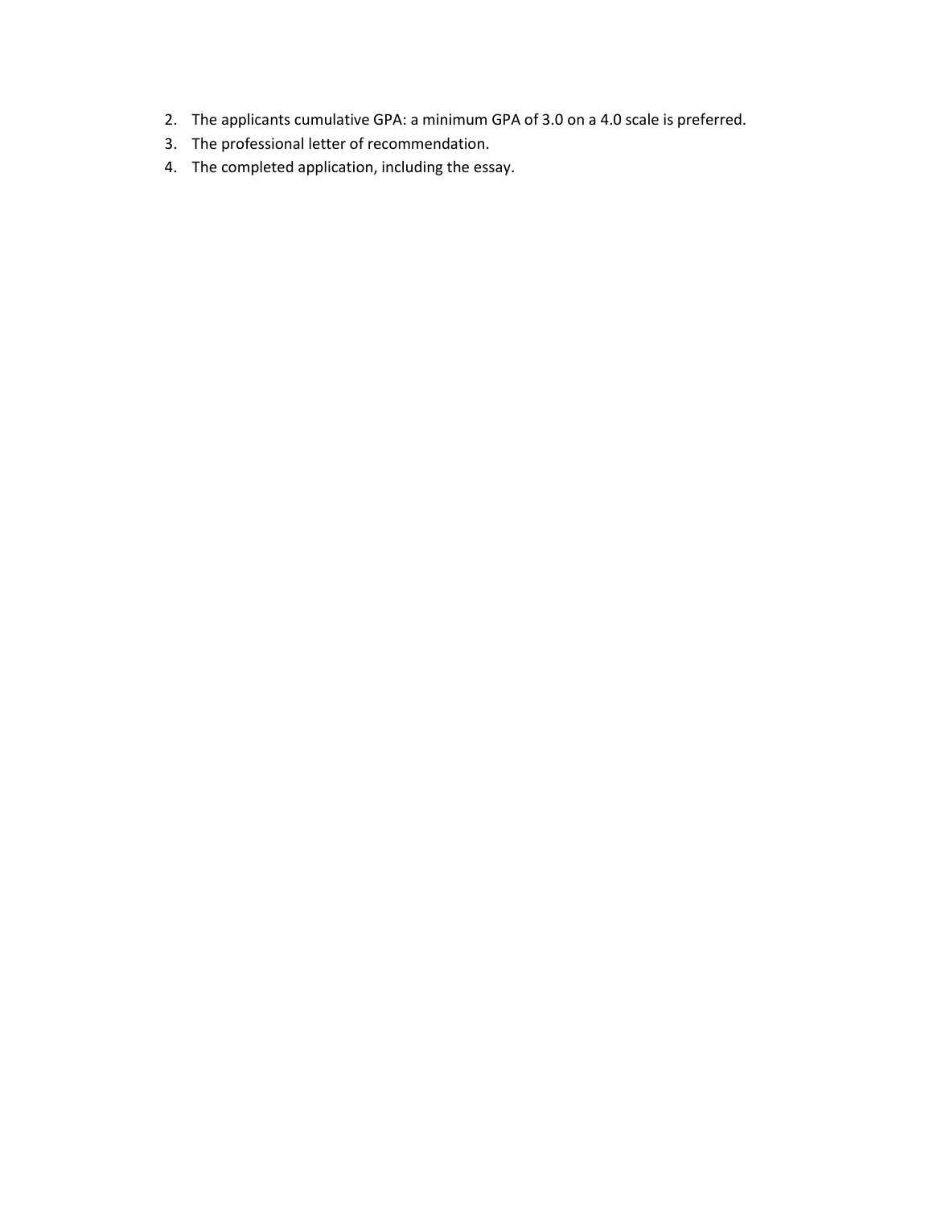2. The applicants cumulative GPA: a minimum GPA of 3.0 on a 4.0 scale is preferred.
3. The professional letter of recommendation.
4. The completed application, including the essay.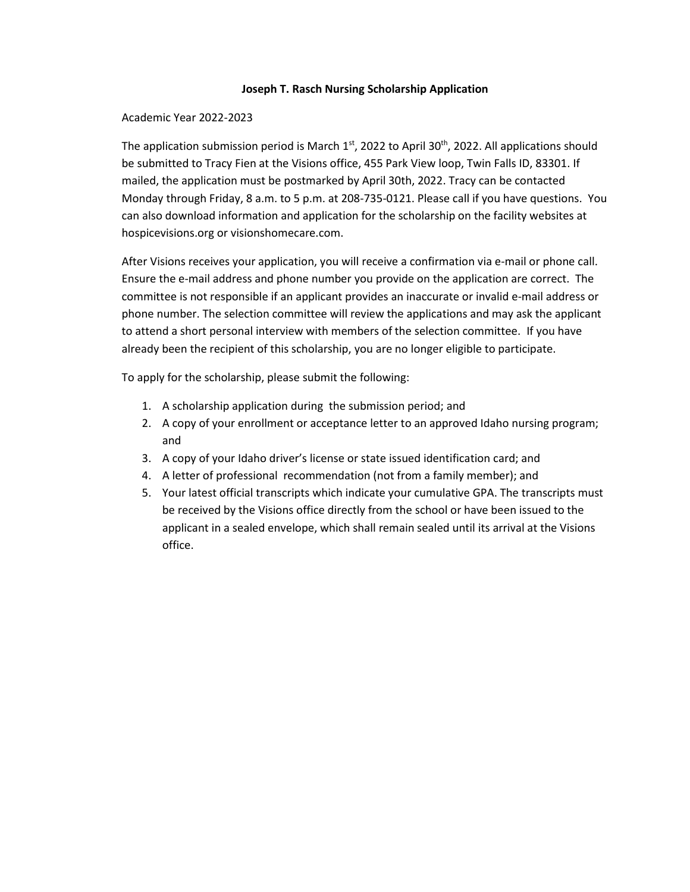**Joseph T. Rasch Nursing Scholarship Application**

Academic Year 2022-2023

The application submission period is March 1st, 2022 to April 30th, 2022. All applications should be submitted to Tracy Fien at the Visions office, 455 Park View loop, Twin Falls ID, 83301. If mailed, the application must be postmarked by April 30th, 2022. Tracy can be contacted Monday through Friday, 8 a.m. to 5 p.m. at 208-735-0121. Please call if you have questions. You can also download information and application for the scholarship on the facility websites at hospicevisions.org or visionshomecare.com.

After Visions receives your application, you will receive a confirmation via e-mail or phone call. Ensure the e-mail address and phone number you provide on the application are correct. The committee is not responsible if an applicant provides an inaccurate or invalid e-mail address or phone number. The selection committee will review the applications and may ask the applicant to attend a short personal interview with members of the selection committee. If you have already been the recipient of this scholarship, you are no longer eligible to participate.

To apply for the scholarship, please submit the following:

1. A scholarship application during the submission period; and
2. A copy of your enrollment or acceptance letter to an approved Idaho nursing program; and
3. A copy of your Idaho driver's license or state issued identification card; and
4. A letter of professional recommendation (not from a family member); and
5. Your latest official transcripts which indicate your cumulative GPA. The transcripts must be received by the Visions office directly from the school or have been issued to the applicant in a sealed envelope, which shall remain sealed until its arrival at the Visions office.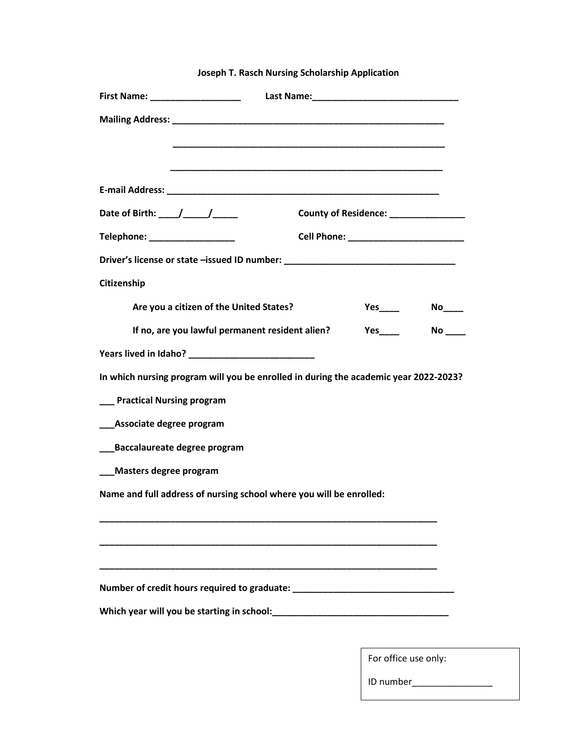**Joseph T. Rasch Nursing Scholarship Application**

**First Name: __________________ Last Name:_____________________________**

**Mailing Address: _______________________________________________________**

**_______________________________________________________**

**_______________________________________________________**

**E-mail Address: _______________________________________________________**

**Date of Birth: ____/_____/_____ County of Residence: _______________**

**Telephone: _________________ Cell Phone: _______________________**

**Driver's license or state –issued ID number: __________________________________**

**Citizenship**

**Are you a citizen of the United States? Yes____ No____**

**If no, are you lawful permanent resident alien? Yes____ No ____**

**Years lived in Idaho? _________________________**

**In which nursing program will you be enrolled in during the academic year 2022-2023?**

**___ Practical Nursing program**

**___Associate degree program**

**___Baccalaureate degree program**

**___Masters degree program**

**Name and full address of nursing school where you will be enrolled:**

**_____________________________________________________________________**

**_____________________________________________________________________**

**_____________________________________________________________________**

**Number of credit hours required to graduate: ________________________________**

**Which year will you be starting in school:___________________________________**

For office use only:

ID number________________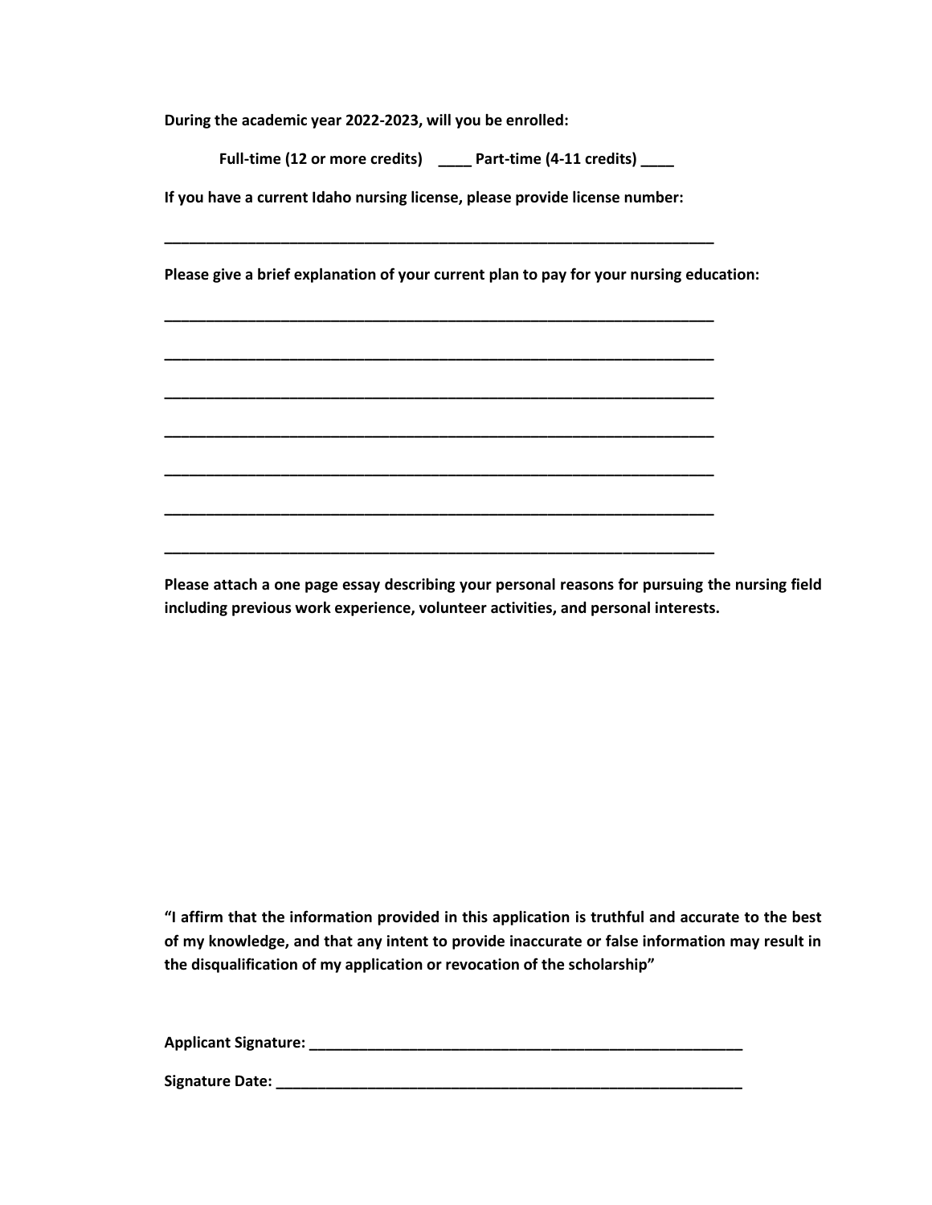**During the academic year 2022-2023, will you be enrolled:**

**Full-time (12 or more credits) ____ Part-time (4-11 credits) ____**

**If you have a current Idaho nursing license, please provide license number:**

______________________________________________________________________

**Please give a brief explanation of your current plan to pay for your nursing education:**

______________________________________________________________________

______________________________________________________________________

______________________________________________________________________

______________________________________________________________________

______________________________________________________________________

______________________________________________________________________

______________________________________________________________________

**Please attach a one page essay describing your personal reasons for pursuing the nursing field including previous work experience, volunteer activities, and personal interests.**

**"I affirm that the information provided in this application is truthful and accurate to the best of my knowledge, and that any intent to provide inaccurate or false information may result in the disqualification of my application or revocation of the scholarship"**

**Applicant Signature:** _______________________________________________________

**Signature Date:** ___________________________________________________________